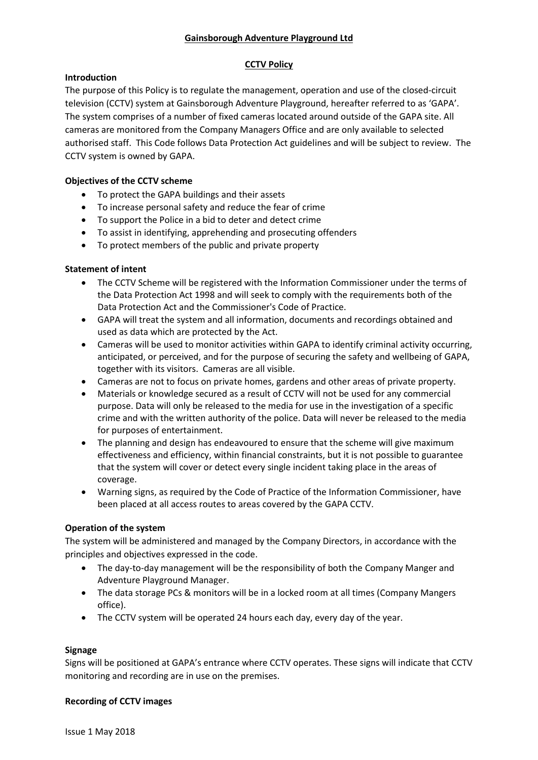# Gainsborough Adventure Playground Ltd

## CCTV Policy

### Introduction

The purpose of this Policy is to regulate the management, operation and use of the closed-circuit television (CCTV) system at Gainsborough Adventure Playground, hereafter referred to as 'GAPA'. The system comprises of a number of fixed cameras located around outside of the GAPA site. All cameras are monitored from the Company Managers Office and are only available to selected authorised staff. This Code follows Data Protection Act guidelines and will be subject to review. The CCTV system is owned by GAPA.

### Objectives of the CCTV scheme

- To protect the GAPA buildings and their assets
- To increase personal safety and reduce the fear of crime
- To support the Police in a bid to deter and detect crime
- To assist in identifying, apprehending and prosecuting offenders
- To protect members of the public and private property

### Statement of intent

- The CCTV Scheme will be registered with the Information Commissioner under the terms of the Data Protection Act 1998 and will seek to comply with the requirements both of the Data Protection Act and the Commissioner's Code of Practice.
- GAPA will treat the system and all information, documents and recordings obtained and used as data which are protected by the Act.
- Cameras will be used to monitor activities within GAPA to identify criminal activity occurring, anticipated, or perceived, and for the purpose of securing the safety and wellbeing of GAPA, together with its visitors. Cameras are all visible.
- Cameras are not to focus on private homes, gardens and other areas of private property.
- Materials or knowledge secured as a result of CCTV will not be used for any commercial purpose. Data will only be released to the media for use in the investigation of a specific crime and with the written authority of the police. Data will never be released to the media for purposes of entertainment.
- The planning and design has endeavoured to ensure that the scheme will give maximum effectiveness and efficiency, within financial constraints, but it is not possible to guarantee that the system will cover or detect every single incident taking place in the areas of coverage.
- Warning signs, as required by the Code of Practice of the Information Commissioner, have been placed at all access routes to areas covered by the GAPA CCTV.

### Operation of the system

The system will be administered and managed by the Company Directors, in accordance with the principles and objectives expressed in the code.

- The day-to-day management will be the responsibility of both the Company Manger and Adventure Playground Manager.
- The data storage PCs & monitors will be in a locked room at all times (Company Mangers office).
- The CCTV system will be operated 24 hours each day, every day of the year.

### Signage

Signs will be positioned at GAPA's entrance where CCTV operates. These signs will indicate that CCTV monitoring and recording are in use on the premises.

### Recording of CCTV images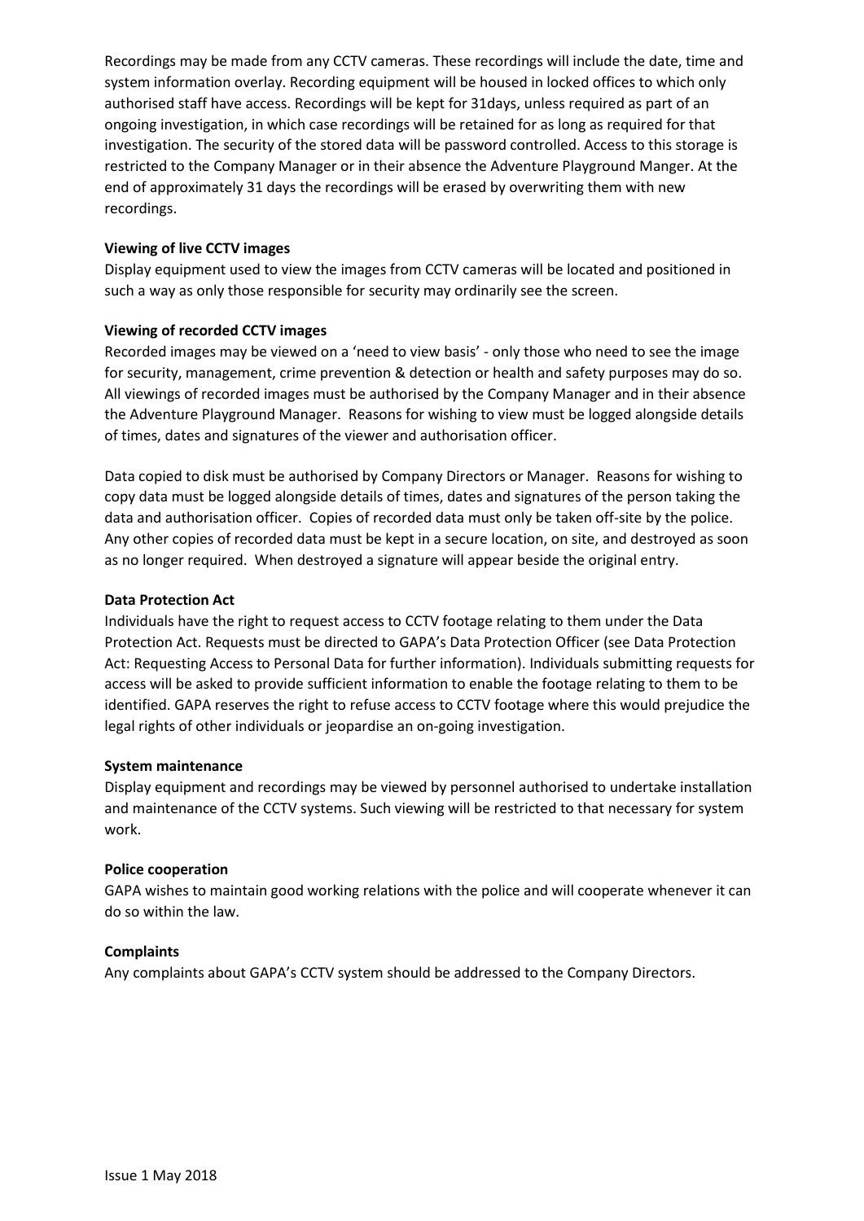Recordings may be made from any CCTV cameras. These recordings will include the date, time and system information overlay. Recording equipment will be housed in locked offices to which only authorised staff have access. Recordings will be kept for 31days, unless required as part of an ongoing investigation, in which case recordings will be retained for as long as required for that investigation. The security of the stored data will be password controlled. Access to this storage is restricted to the Company Manager or in their absence the Adventure Playground Manger. At the end of approximately 31 days the recordings will be erased by overwriting them with new recordings.

**Viewing of live CCTV images**

Display equipment used to view the images from CCTV cameras will be located and positioned in such a way as only those responsible for security may ordinarily see the screen.

**Viewing of recorded CCTV images**

Recorded images may be viewed on a 'need to view basis' - only those who need to see the image for security, management, crime prevention & detection or health and safety purposes may do so. All viewings of recorded images must be authorised by the Company Manager and in their absence the Adventure Playground Manager. Reasons for wishing to view must be logged alongside details of times, dates and signatures of the viewer and authorisation officer.

Data copied to disk must be authorised by Company Directors or Manager. Reasons for wishing to copy data must be logged alongside details of times, dates and signatures of the person taking the data and authorisation officer. Copies of recorded data must only be taken off-site by the police. Any other copies of recorded data must be kept in a secure location, on site, and destroyed as soon as no longer required. When destroyed a signature will appear beside the original entry.

**Data Protection Act**

Individuals have the right to request access to CCTV footage relating to them under the Data Protection Act. Requests must be directed to GAPA's Data Protection Officer (see Data Protection Act: Requesting Access to Personal Data for further information). Individuals submitting requests for access will be asked to provide sufficient information to enable the footage relating to them to be identified. GAPA reserves the right to refuse access to CCTV footage where this would prejudice the legal rights of other individuals or jeopardise an on-going investigation.

**System maintenance**

Display equipment and recordings may be viewed by personnel authorised to undertake installation and maintenance of the CCTV systems. Such viewing will be restricted to that necessary for system work.

**Police cooperation**

GAPA wishes to maintain good working relations with the police and will cooperate whenever it can do so within the law.

**Complaints**

Any complaints about GAPA's CCTV system should be addressed to the Company Directors.

Issue 1 May 2018